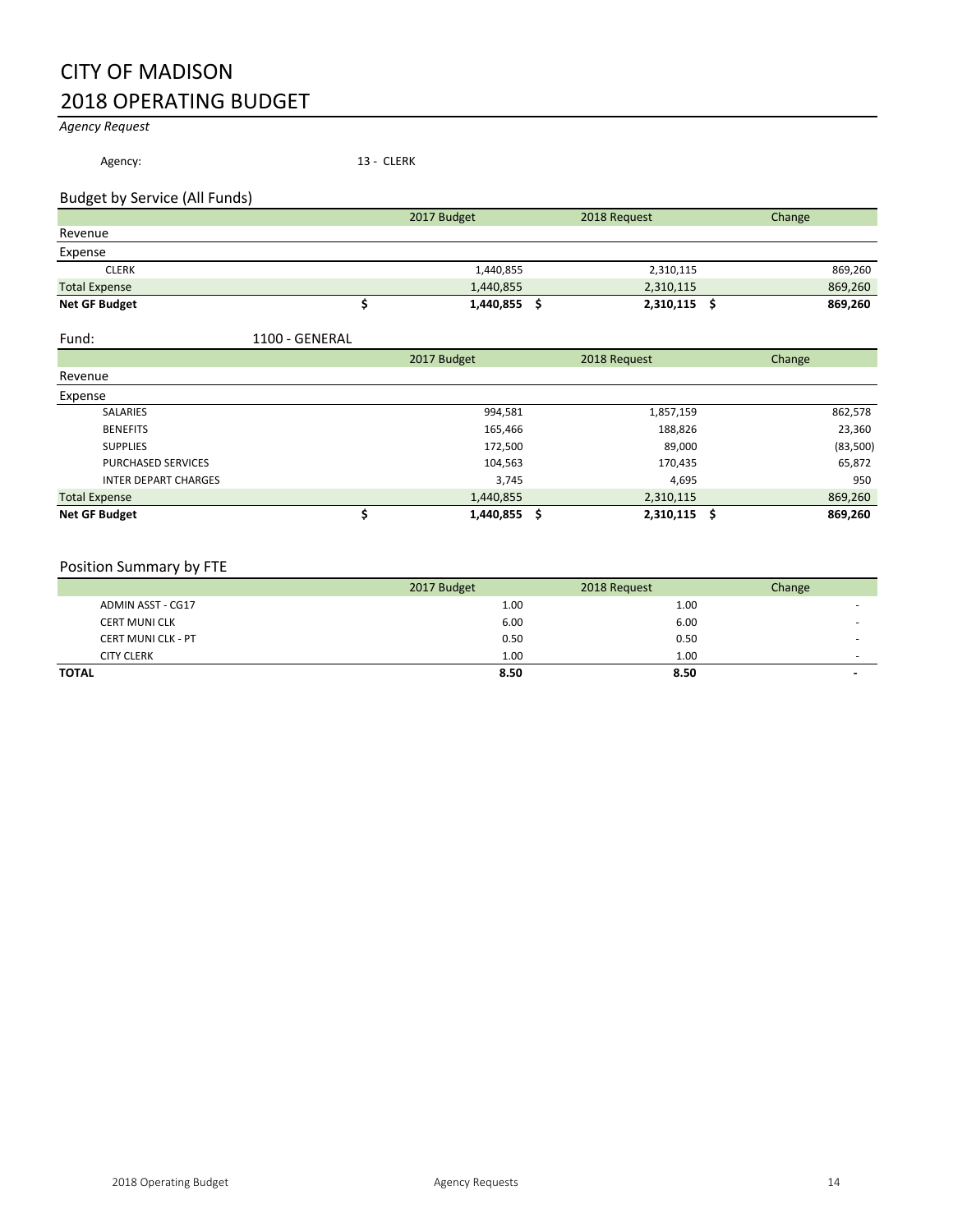# CITY OF MADISON
# 2018 OPERATING BUDGET

*Agency Request*

Agency: 13 - CLERK

## Budget by Service (All Funds)

| | 2017 Budget | 2018 Request | Change |
|---|---|---|---|
| Revenue | | | |
| Expense | | | |
| CLERK | 1,440,855 | 2,310,115 | 869,260 |
| Total Expense | 1,440,855 | 2,310,115 | 869,260 |
| **Net GF Budget** | **$ 1,440,855** | **$ 2,310,115** | **$ 869,260** |

Fund: 1100 - GENERAL

| | 2017 Budget | 2018 Request | Change |
|---|---|---|---|
| Revenue | | | |
| Expense | | | |
| SALARIES | 994,581 | 1,857,159 | 862,578 |
| BENEFITS | 165,466 | 188,826 | 23,360 |
| SUPPLIES | 172,500 | 89,000 | (83,500) |
| PURCHASED SERVICES | 104,563 | 170,435 | 65,872 |
| INTER DEPART CHARGES | 3,745 | 4,695 | 950 |
| Total Expense | 1,440,855 | 2,310,115 | 869,260 |
| **Net GF Budget** | **$ 1,440,855** | **$ 2,310,115** | **$ 869,260** |

## Position Summary by FTE

| | 2017 Budget | 2018 Request | Change |
|---|---|---|---|
| ADMIN ASST - CG17 | 1.00 | 1.00 | - |
| CERT MUNI CLK | 6.00 | 6.00 | - |
| CERT MUNI CLK - PT | 0.50 | 0.50 | - |
| CITY CLERK | 1.00 | 1.00 | - |
| **TOTAL** | **8.50** | **8.50** | **-** |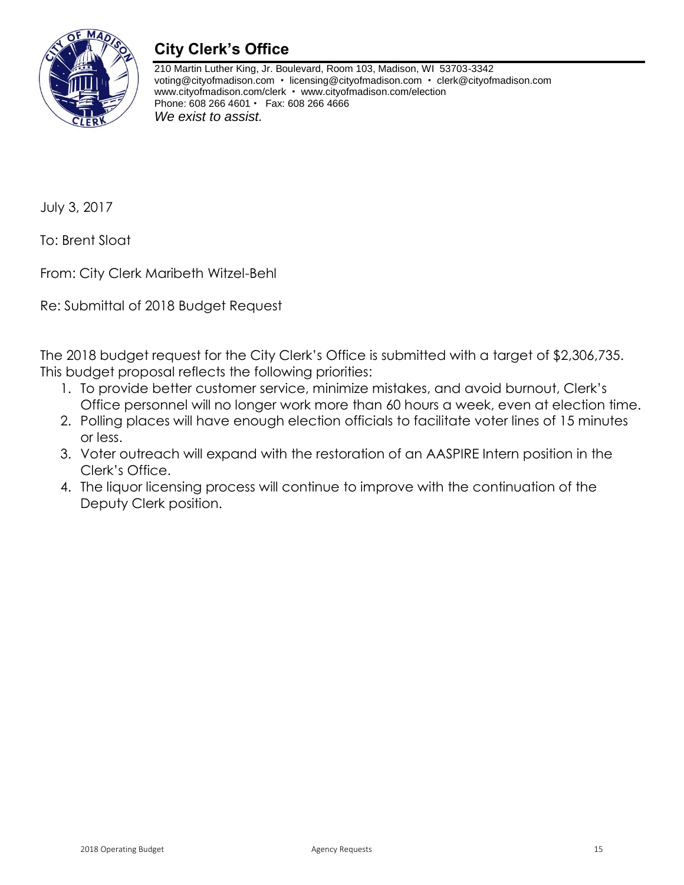## City Clerk's Office

210 Martin Luther King, Jr. Boulevard, Room 103, Madison, WI 53703-3342
voting@cityofmadison.com • licensing@cityofmadison.com • clerk@cityofmadison.com
www.cityofmadison.com/clerk • www.cityofmadison.com/election
Phone: 608 266 4601 • Fax: 608 266 4666
*We exist to assist.*

July 3, 2017

To: Brent Sloat

From: City Clerk Maribeth Witzel-Behl

Re: Submittal of 2018 Budget Request

The 2018 budget request for the City Clerk's Office is submitted with a target of $2,306,735. This budget proposal reflects the following priorities:

1. To provide better customer service, minimize mistakes, and avoid burnout, Clerk's Office personnel will no longer work more than 60 hours a week, even at election time.
2. Polling places will have enough election officials to facilitate voter lines of 15 minutes or less.
3. Voter outreach will expand with the restoration of an AASPIRE Intern position in the Clerk's Office.
4. The liquor licensing process will continue to improve with the continuation of the Deputy Clerk position.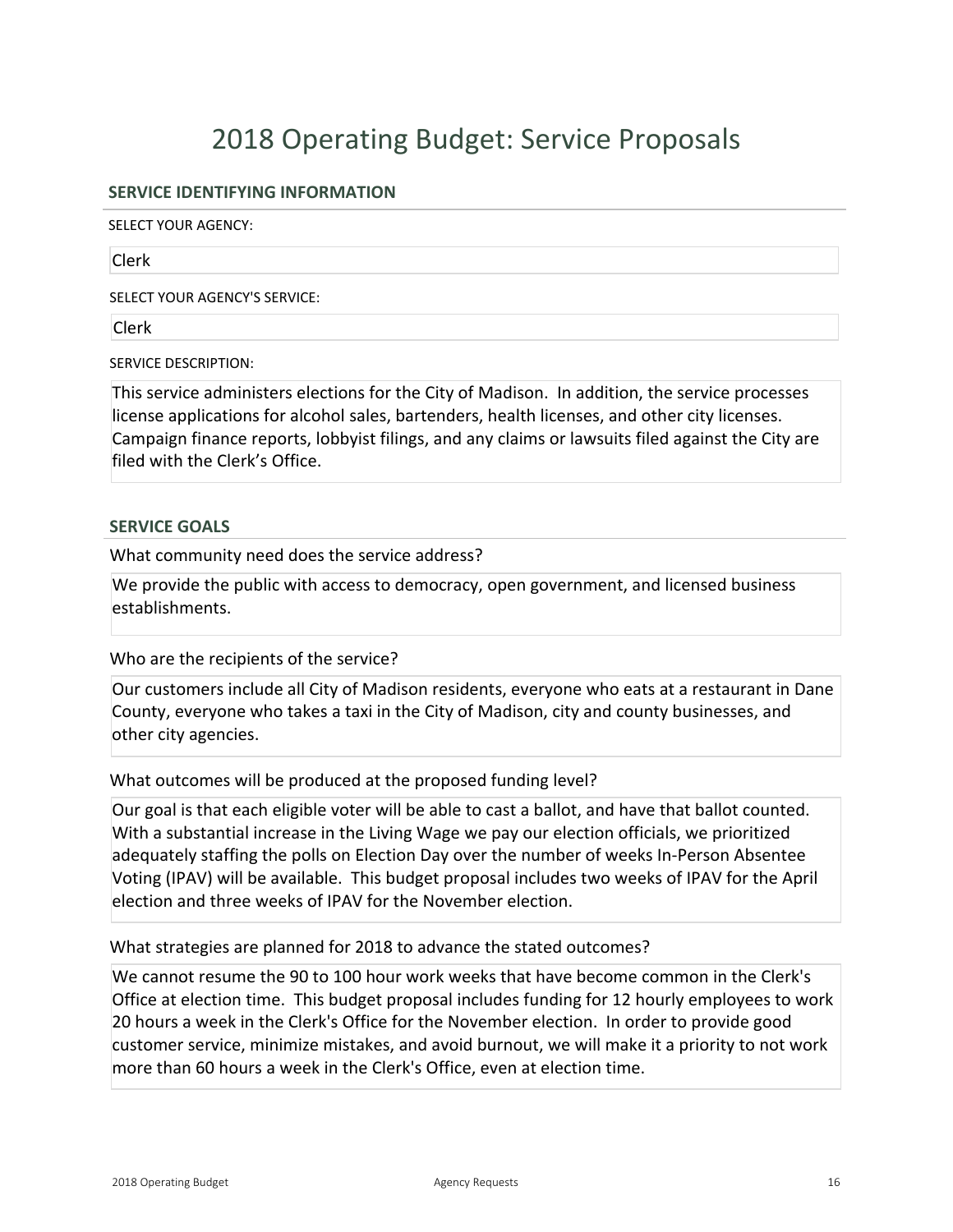# 2018 Operating Budget: Service Proposals

## SERVICE IDENTIFYING INFORMATION

SELECT YOUR AGENCY:

Clerk

SELECT YOUR AGENCY'S SERVICE:

Clerk

SERVICE DESCRIPTION:

This service administers elections for the City of Madison. In addition, the service processes license applications for alcohol sales, bartenders, health licenses, and other city licenses. Campaign finance reports, lobbyist filings, and any claims or lawsuits filed against the City are filed with the Clerk's Office.

## SERVICE GOALS

What community need does the service address?

We provide the public with access to democracy, open government, and licensed business establishments.

Who are the recipients of the service?

Our customers include all City of Madison residents, everyone who eats at a restaurant in Dane County, everyone who takes a taxi in the City of Madison, city and county businesses, and other city agencies.

What outcomes will be produced at the proposed funding level?

Our goal is that each eligible voter will be able to cast a ballot, and have that ballot counted. With a substantial increase in the Living Wage we pay our election officials, we prioritized adequately staffing the polls on Election Day over the number of weeks In-Person Absentee Voting (IPAV) will be available. This budget proposal includes two weeks of IPAV for the April election and three weeks of IPAV for the November election.

What strategies are planned for 2018 to advance the stated outcomes?

We cannot resume the 90 to 100 hour work weeks that have become common in the Clerk's Office at election time. This budget proposal includes funding for 12 hourly employees to work 20 hours a week in the Clerk's Office for the November election. In order to provide good customer service, minimize mistakes, and avoid burnout, we will make it a priority to not work more than 60 hours a week in the Clerk's Office, even at election time.